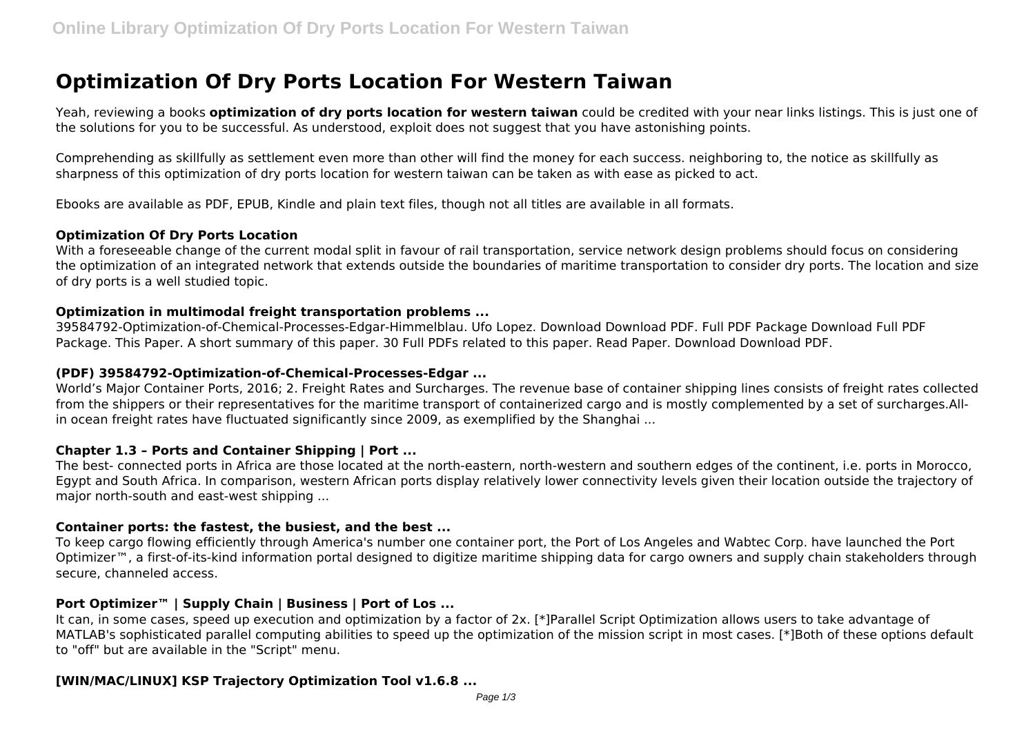# Optimization Of Dry Ports Location For Western Taiwan

Yeah, reviewing a books **optimization of dry ports location for western taiwan** could be credited with your near links listings. This is just one of the solutions for you to be successful. As understood, exploit does not suggest that you have astonishing points.

Comprehending as skillfully as settlement even more than other will find the money for each success. neighboring to, the notice as skillfully as sharpness of this optimization of dry ports location for western taiwan can be taken as with ease as picked to act.

Ebooks are available as PDF, EPUB, Kindle and plain text files, though not all titles are available in all formats.

### Optimization Of Dry Ports Location

With a foreseeable change of the current modal split in favour of rail transportation, service network design problems should focus on considering the optimization of an integrated network that extends outside the boundaries of maritime transportation to consider dry ports. The location and size of dry ports is a well studied topic.

### Optimization in multimodal freight transportation problems ...

39584792-Optimization-of-Chemical-Processes-Edgar-Himmelblau. Ufo Lopez. Download Download PDF. Full PDF Package Download Full PDF Package. This Paper. A short summary of this paper. 30 Full PDFs related to this paper. Read Paper. Download Download PDF.

### (PDF) 39584792-Optimization-of-Chemical-Processes-Edgar ...

World's Major Container Ports, 2016; 2. Freight Rates and Surcharges. The revenue base of container shipping lines consists of freight rates collected from the shippers or their representatives for the maritime transport of containerized cargo and is mostly complemented by a set of surcharges.All-in ocean freight rates have fluctuated significantly since 2009, as exemplified by the Shanghai ...

### Chapter 1.3 – Ports and Container Shipping | Port ...

The best- connected ports in Africa are those located at the north-eastern, north-western and southern edges of the continent, i.e. ports in Morocco, Egypt and South Africa. In comparison, western African ports display relatively lower connectivity levels given their location outside the trajectory of major north-south and east-west shipping ...

### Container ports: the fastest, the busiest, and the best ...

To keep cargo flowing efficiently through America's number one container port, the Port of Los Angeles and Wabtec Corp. have launched the Port Optimizer™, a first-of-its-kind information portal designed to digitize maritime shipping data for cargo owners and supply chain stakeholders through secure, channeled access.

### Port Optimizer™ | Supply Chain | Business | Port of Los ...

It can, in some cases, speed up execution and optimization by a factor of 2x. [*]Parallel Script Optimization allows users to take advantage of MATLAB's sophisticated parallel computing abilities to speed up the optimization of the mission script in most cases. [*]Both of these options default to "off" but are available in the "Script" menu.

### [WIN/MAC/LINUX] KSP Trajectory Optimization Tool v1.6.8 ...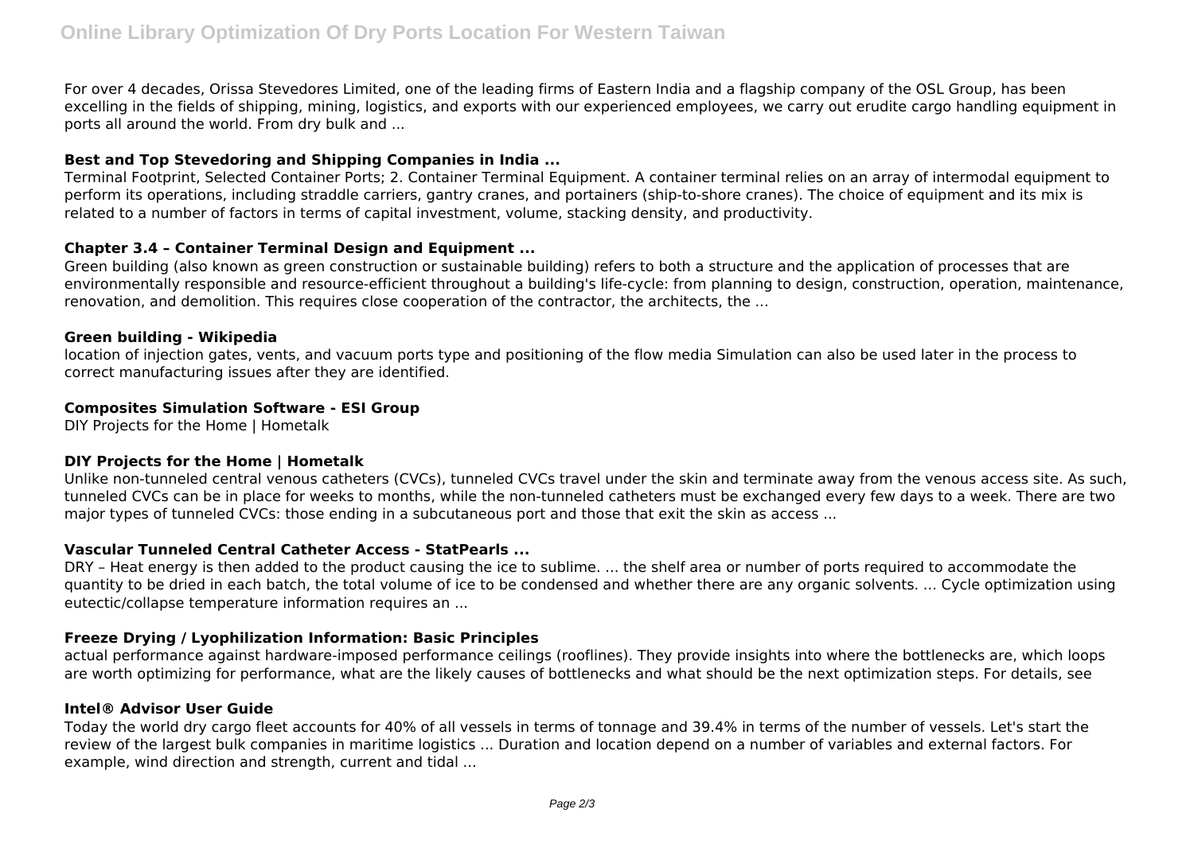For over 4 decades, Orissa Stevedores Limited, one of the leading firms of Eastern India and a flagship company of the OSL Group, has been excelling in the fields of shipping, mining, logistics, and exports with our experienced employees, we carry out erudite cargo handling equipment in ports all around the world. From dry bulk and ...

**Best and Top Stevedoring and Shipping Companies in India ...**

Terminal Footprint, Selected Container Ports; 2. Container Terminal Equipment. A container terminal relies on an array of intermodal equipment to perform its operations, including straddle carriers, gantry cranes, and portainers (ship-to-shore cranes). The choice of equipment and its mix is related to a number of factors in terms of capital investment, volume, stacking density, and productivity.

**Chapter 3.4 – Container Terminal Design and Equipment ...**

Green building (also known as green construction or sustainable building) refers to both a structure and the application of processes that are environmentally responsible and resource-efficient throughout a building's life-cycle: from planning to design, construction, operation, maintenance, renovation, and demolition. This requires close cooperation of the contractor, the architects, the ...

**Green building - Wikipedia**

location of injection gates, vents, and vacuum ports type and positioning of the flow media Simulation can also be used later in the process to correct manufacturing issues after they are identified.

**Composites Simulation Software - ESI Group**

DIY Projects for the Home | Hometalk

**DIY Projects for the Home | Hometalk**

Unlike non-tunneled central venous catheters (CVCs), tunneled CVCs travel under the skin and terminate away from the venous access site. As such, tunneled CVCs can be in place for weeks to months, while the non-tunneled catheters must be exchanged every few days to a week. There are two major types of tunneled CVCs: those ending in a subcutaneous port and those that exit the skin as access ...

**Vascular Tunneled Central Catheter Access - StatPearls ...**

DRY – Heat energy is then added to the product causing the ice to sublime. ... the shelf area or number of ports required to accommodate the quantity to be dried in each batch, the total volume of ice to be condensed and whether there are any organic solvents. ... Cycle optimization using eutectic/collapse temperature information requires an ...

**Freeze Drying / Lyophilization Information: Basic Principles**

actual performance against hardware-imposed performance ceilings (rooflines). They provide insights into where the bottlenecks are, which loops are worth optimizing for performance, what are the likely causes of bottlenecks and what should be the next optimization steps. For details, see

**Intel® Advisor User Guide**

Today the world dry cargo fleet accounts for 40% of all vessels in terms of tonnage and 39.4% in terms of the number of vessels. Let's start the review of the largest bulk companies in maritime logistics ... Duration and location depend on a number of variables and external factors. For example, wind direction and strength, current and tidal ...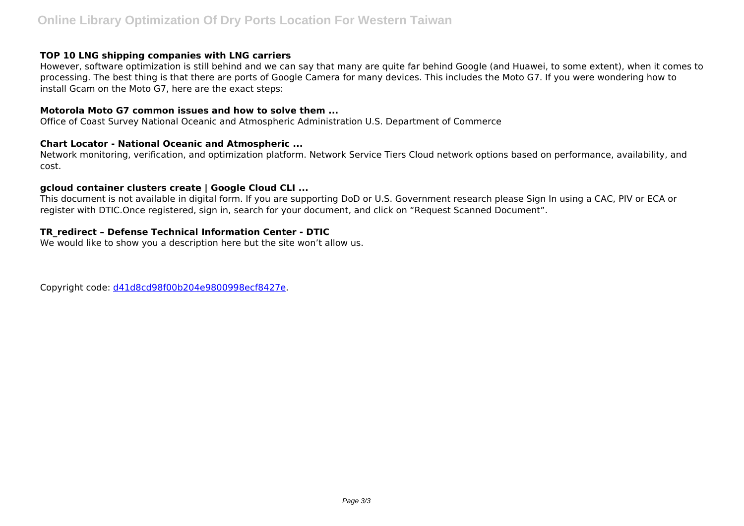**TOP 10 LNG shipping companies with LNG carriers**

However, software optimization is still behind and we can say that many are quite far behind Google (and Huawei, to some extent), when it comes to processing. The best thing is that there are ports of Google Camera for many devices. This includes the Moto G7. If you were wondering how to install Gcam on the Moto G7, here are the exact steps:

**Motorola Moto G7 common issues and how to solve them ...**

Office of Coast Survey National Oceanic and Atmospheric Administration U.S. Department of Commerce

**Chart Locator - National Oceanic and Atmospheric ...**

Network monitoring, verification, and optimization platform. Network Service Tiers Cloud network options based on performance, availability, and cost.

**gcloud container clusters create | Google Cloud CLI ...**

This document is not available in digital form. If you are supporting DoD or U.S. Government research please Sign In using a CAC, PIV or ECA or register with DTIC.Once registered, sign in, search for your document, and click on "Request Scanned Document".

**TR_redirect – Defense Technical Information Center - DTIC**

We would like to show you a description here but the site won't allow us.

Copyright code: d41d8cd98f00b204e9800998ecf8427e.